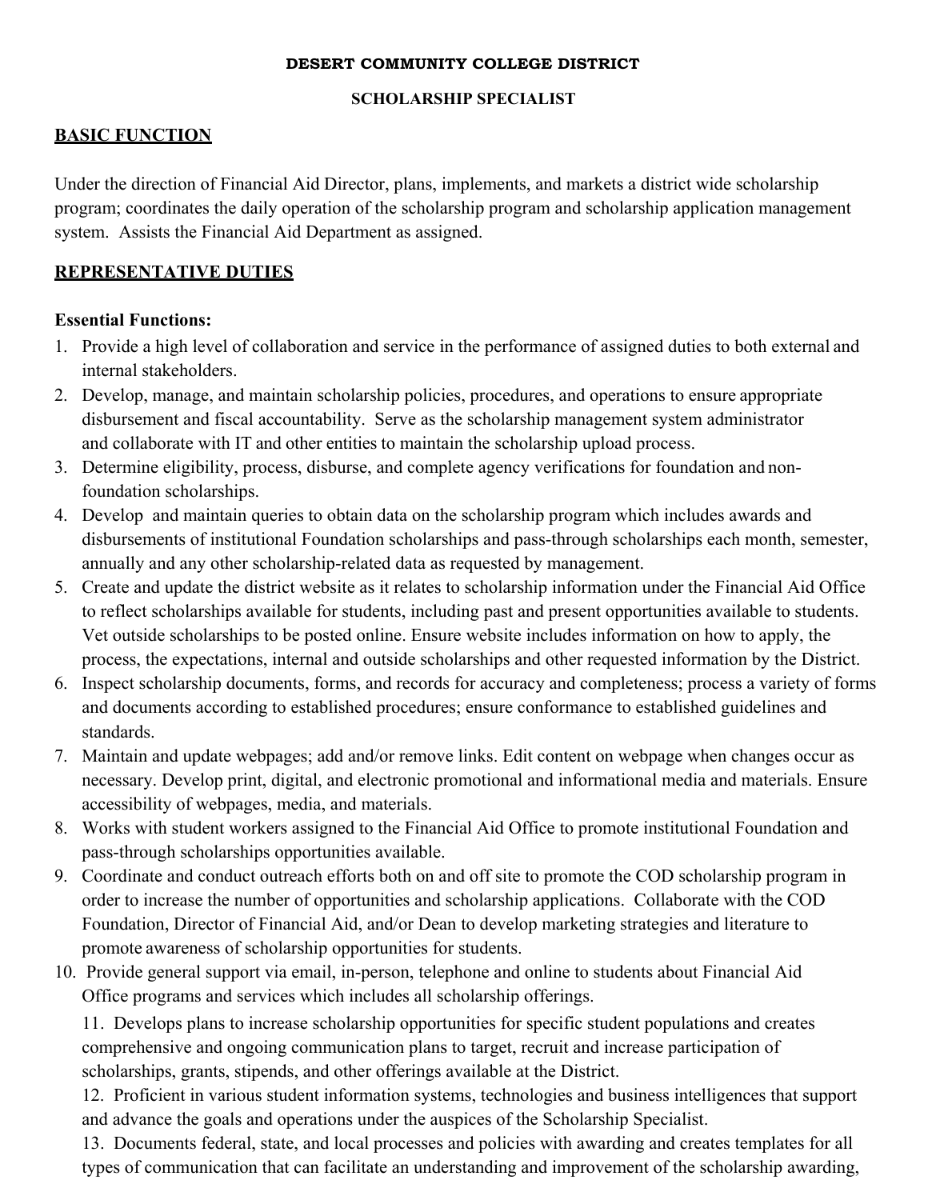**DESERT COMMUNITY COLLEGE DISTRICT**

**SCHOLARSHIP SPECIALIST**

## BASIC FUNCTION

Under the direction of Financial Aid Director, plans, implements, and markets a district wide scholarship program; coordinates the daily operation of the scholarship program and scholarship application management system. Assists the Financial Aid Department as assigned.

## REPRESENTATIVE DUTIES

**Essential Functions:**

1. Provide a high level of collaboration and service in the performance of assigned duties to both external and internal stakeholders.
2. Develop, manage, and maintain scholarship policies, procedures, and operations to ensure appropriate disbursement and fiscal accountability. Serve as the scholarship management system administrator and collaborate with IT and other entities to maintain the scholarship upload process.
3. Determine eligibility, process, disburse, and complete agency verifications for foundation and non-foundation scholarships.
4. Develop and maintain queries to obtain data on the scholarship program which includes awards and disbursements of institutional Foundation scholarships and pass-through scholarships each month, semester, annually and any other scholarship-related data as requested by management.
5. Create and update the district website as it relates to scholarship information under the Financial Aid Office to reflect scholarships available for students, including past and present opportunities available to students. Vet outside scholarships to be posted online. Ensure website includes information on how to apply, the process, the expectations, internal and outside scholarships and other requested information by the District.
6. Inspect scholarship documents, forms, and records for accuracy and completeness; process a variety of forms and documents according to established procedures; ensure conformance to established guidelines and standards.
7. Maintain and update webpages; add and/or remove links. Edit content on webpage when changes occur as necessary. Develop print, digital, and electronic promotional and informational media and materials. Ensure accessibility of webpages, media, and materials.
8. Works with student workers assigned to the Financial Aid Office to promote institutional Foundation and pass-through scholarships opportunities available.
9. Coordinate and conduct outreach efforts both on and off site to promote the COD scholarship program in order to increase the number of opportunities and scholarship applications. Collaborate with the COD Foundation, Director of Financial Aid, and/or Dean to develop marketing strategies and literature to promote awareness of scholarship opportunities for students.
10. Provide general support via email, in-person, telephone and online to students about Financial Aid Office programs and services which includes all scholarship offerings.
11. Develops plans to increase scholarship opportunities for specific student populations and creates comprehensive and ongoing communication plans to target, recruit and increase participation of scholarships, grants, stipends, and other offerings available at the District.
12. Proficient in various student information systems, technologies and business intelligences that support and advance the goals and operations under the auspices of the Scholarship Specialist.
13. Documents federal, state, and local processes and policies with awarding and creates templates for all types of communication that can facilitate an understanding and improvement of the scholarship awarding,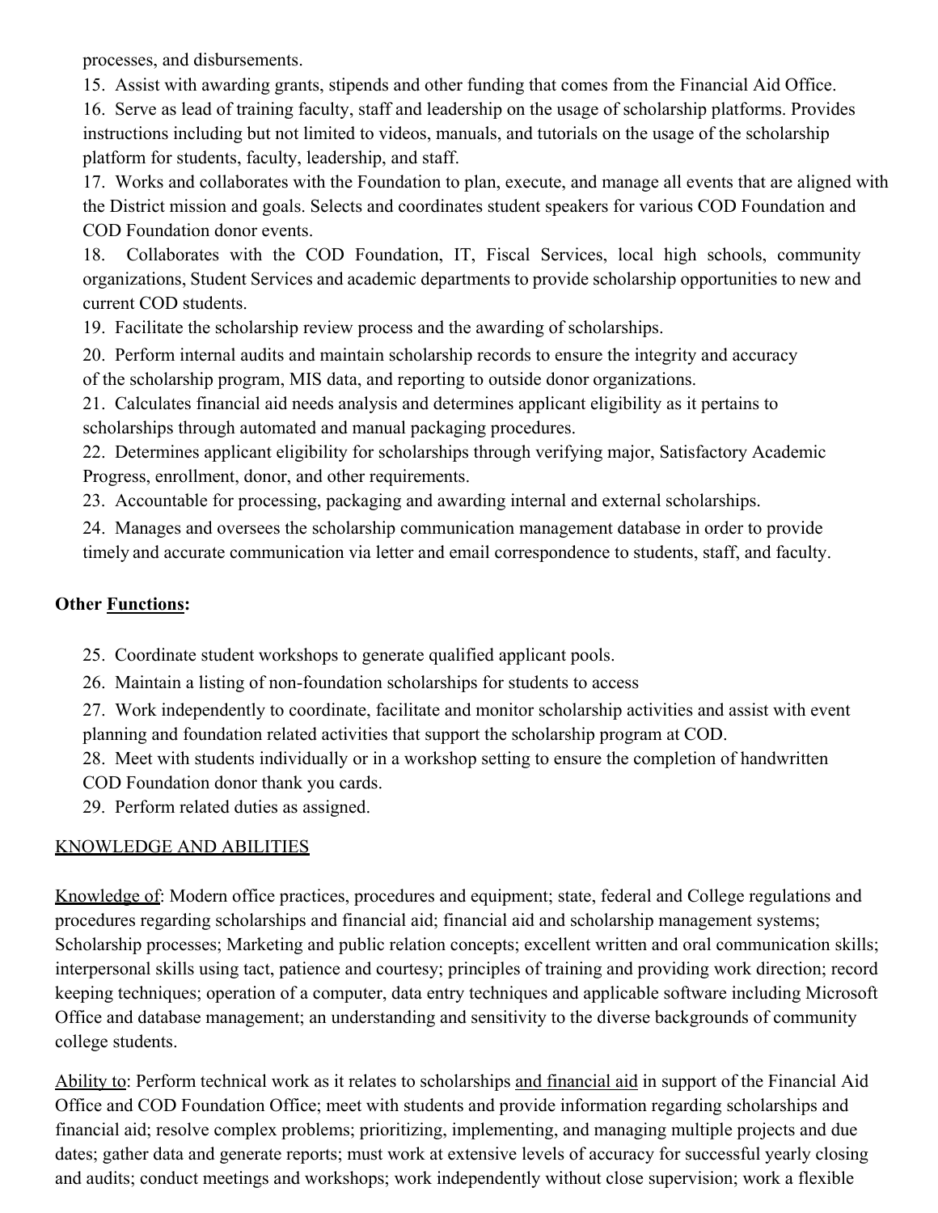processes, and disbursements.

15. Assist with awarding grants, stipends and other funding that comes from the Financial Aid Office.
16. Serve as lead of training faculty, staff and leadership on the usage of scholarship platforms. Provides instructions including but not limited to videos, manuals, and tutorials on the usage of the scholarship platform for students, faculty, leadership, and staff.
17. Works and collaborates with the Foundation to plan, execute, and manage all events that are aligned with the District mission and goals. Selects and coordinates student speakers for various COD Foundation and COD Foundation donor events.
18. Collaborates with the COD Foundation, IT, Fiscal Services, local high schools, community organizations, Student Services and academic departments to provide scholarship opportunities to new and current COD students.
19. Facilitate the scholarship review process and the awarding of scholarships.
20. Perform internal audits and maintain scholarship records to ensure the integrity and accuracy of the scholarship program, MIS data, and reporting to outside donor organizations.
21. Calculates financial aid needs analysis and determines applicant eligibility as it pertains to scholarships through automated and manual packaging procedures.
22. Determines applicant eligibility for scholarships through verifying major, Satisfactory Academic Progress, enrollment, donor, and other requirements.
23. Accountable for processing, packaging and awarding internal and external scholarships.
24. Manages and oversees the scholarship communication management database in order to provide timely and accurate communication via letter and email correspondence to students, staff, and faculty.

**Other Functions:**

25. Coordinate student workshops to generate qualified applicant pools.
26. Maintain a listing of non-foundation scholarships for students to access
27. Work independently to coordinate, facilitate and monitor scholarship activities and assist with event planning and foundation related activities that support the scholarship program at COD.
28. Meet with students individually or in a workshop setting to ensure the completion of handwritten COD Foundation donor thank you cards.
29. Perform related duties as assigned.

## KNOWLEDGE AND ABILITIES

Knowledge of: Modern office practices, procedures and equipment; state, federal and College regulations and procedures regarding scholarships and financial aid; financial aid and scholarship management systems; Scholarship processes; Marketing and public relation concepts; excellent written and oral communication skills; interpersonal skills using tact, patience and courtesy; principles of training and providing work direction; record keeping techniques; operation of a computer, data entry techniques and applicable software including Microsoft Office and database management; an understanding and sensitivity to the diverse backgrounds of community college students.

Ability to: Perform technical work as it relates to scholarships and financial aid in support of the Financial Aid Office and COD Foundation Office; meet with students and provide information regarding scholarships and financial aid; resolve complex problems; prioritizing, implementing, and managing multiple projects and due dates; gather data and generate reports; must work at extensive levels of accuracy for successful yearly closing and audits; conduct meetings and workshops; work independently without close supervision; work a flexible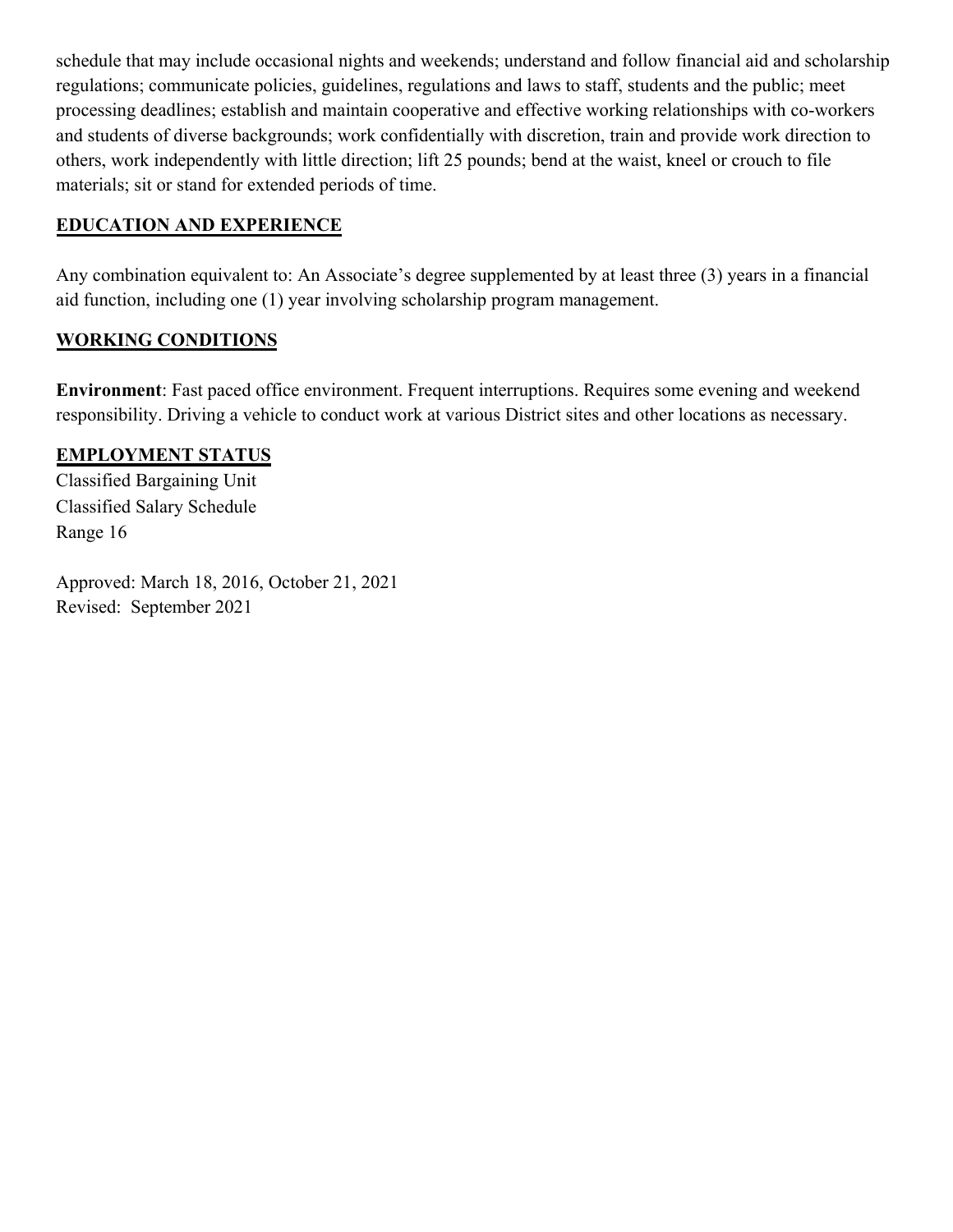schedule that may include occasional nights and weekends; understand and follow financial aid and scholarship regulations; communicate policies, guidelines, regulations and laws to staff, students and the public; meet processing deadlines; establish and maintain cooperative and effective working relationships with co-workers and students of diverse backgrounds; work confidentially with discretion, train and provide work direction to others, work independently with little direction; lift 25 pounds; bend at the waist, kneel or crouch to file materials; sit or stand for extended periods of time.

## EDUCATION AND EXPERIENCE

Any combination equivalent to: An Associate's degree supplemented by at least three (3) years in a financial aid function, including one (1) year involving scholarship program management.

## WORKING CONDITIONS

**Environment**: Fast paced office environment. Frequent interruptions. Requires some evening and weekend responsibility. Driving a vehicle to conduct work at various District sites and other locations as necessary.

## EMPLOYMENT STATUS

Classified Bargaining Unit
Classified Salary Schedule
Range 16

Approved: March 18, 2016, October 21, 2021
Revised: September 2021